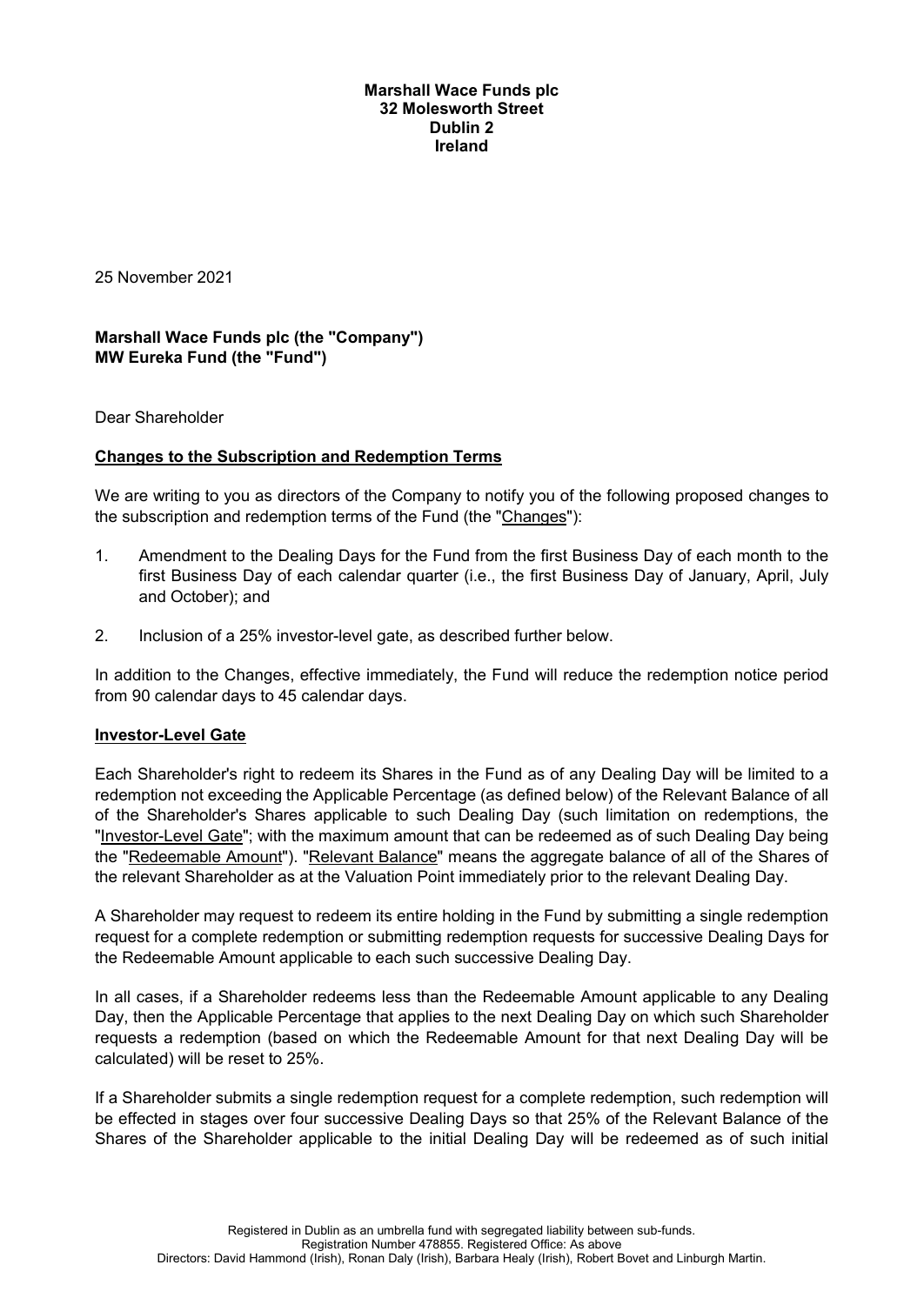**Marshall Wace Funds plc**
**32 Molesworth Street**
**Dublin 2**
**Ireland**

25 November 2021

**Marshall Wace Funds plc (the "Company")**
**MW Eureka Fund (the "Fund")**

Dear Shareholder

**Changes to the Subscription and Redemption Terms**

We are writing to you as directors of the Company to notify you of the following proposed changes to the subscription and redemption terms of the Fund (the "Changes"):

1. Amendment to the Dealing Days for the Fund from the first Business Day of each month to the first Business Day of each calendar quarter (i.e., the first Business Day of January, April, July and October); and
2. Inclusion of a 25% investor-level gate, as described further below.

In addition to the Changes, effective immediately, the Fund will reduce the redemption notice period from 90 calendar days to 45 calendar days.

**Investor-Level Gate**

Each Shareholder's right to redeem its Shares in the Fund as of any Dealing Day will be limited to a redemption not exceeding the Applicable Percentage (as defined below) of the Relevant Balance of all of the Shareholder's Shares applicable to such Dealing Day (such limitation on redemptions, the "Investor-Level Gate"; with the maximum amount that can be redeemed as of such Dealing Day being the "Redeemable Amount"). "Relevant Balance" means the aggregate balance of all of the Shares of the relevant Shareholder as at the Valuation Point immediately prior to the relevant Dealing Day.

A Shareholder may request to redeem its entire holding in the Fund by submitting a single redemption request for a complete redemption or submitting redemption requests for successive Dealing Days for the Redeemable Amount applicable to each such successive Dealing Day.

In all cases, if a Shareholder redeems less than the Redeemable Amount applicable to any Dealing Day, then the Applicable Percentage that applies to the next Dealing Day on which such Shareholder requests a redemption (based on which the Redeemable Amount for that next Dealing Day will be calculated) will be reset to 25%.

If a Shareholder submits a single redemption request for a complete redemption, such redemption will be effected in stages over four successive Dealing Days so that 25% of the Relevant Balance of the Shares of the Shareholder applicable to the initial Dealing Day will be redeemed as of such initial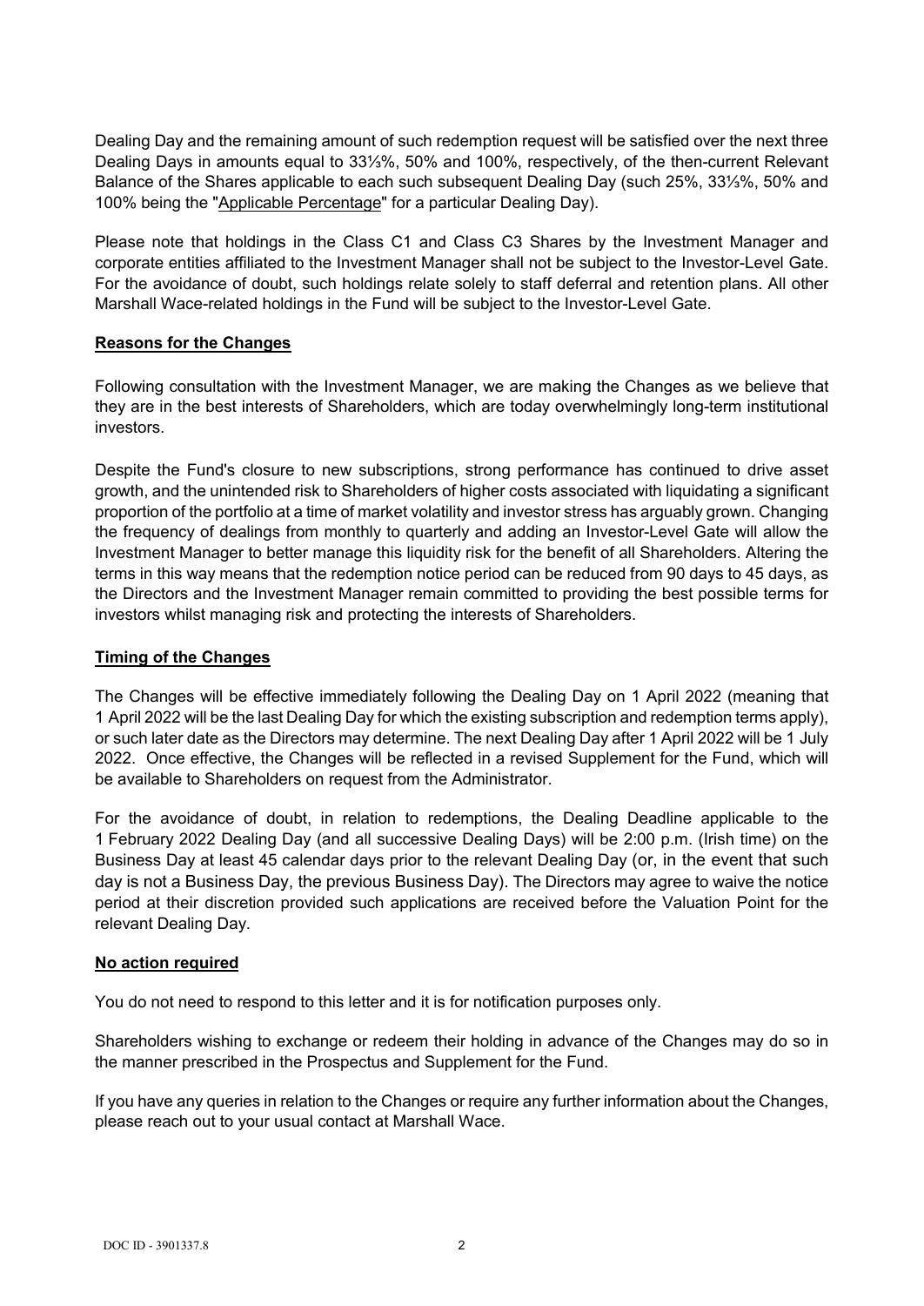Dealing Day and the remaining amount of such redemption request will be satisfied over the next three Dealing Days in amounts equal to 33⅓%, 50% and 100%, respectively, of the then-current Relevant Balance of the Shares applicable to each such subsequent Dealing Day (such 25%, 33⅓%, 50% and 100% being the "Applicable Percentage" for a particular Dealing Day).

Please note that holdings in the Class C1 and Class C3 Shares by the Investment Manager and corporate entities affiliated to the Investment Manager shall not be subject to the Investor-Level Gate. For the avoidance of doubt, such holdings relate solely to staff deferral and retention plans. All other Marshall Wace-related holdings in the Fund will be subject to the Investor-Level Gate.

**Reasons for the Changes**

Following consultation with the Investment Manager, we are making the Changes as we believe that they are in the best interests of Shareholders, which are today overwhelmingly long-term institutional investors.

Despite the Fund's closure to new subscriptions, strong performance has continued to drive asset growth, and the unintended risk to Shareholders of higher costs associated with liquidating a significant proportion of the portfolio at a time of market volatility and investor stress has arguably grown. Changing the frequency of dealings from monthly to quarterly and adding an Investor-Level Gate will allow the Investment Manager to better manage this liquidity risk for the benefit of all Shareholders. Altering the terms in this way means that the redemption notice period can be reduced from 90 days to 45 days, as the Directors and the Investment Manager remain committed to providing the best possible terms for investors whilst managing risk and protecting the interests of Shareholders.

**Timing of the Changes**

The Changes will be effective immediately following the Dealing Day on 1 April 2022 (meaning that 1 April 2022 will be the last Dealing Day for which the existing subscription and redemption terms apply), or such later date as the Directors may determine. The next Dealing Day after 1 April 2022 will be 1 July 2022. Once effective, the Changes will be reflected in a revised Supplement for the Fund, which will be available to Shareholders on request from the Administrator.

For the avoidance of doubt, in relation to redemptions, the Dealing Deadline applicable to the 1 February 2022 Dealing Day (and all successive Dealing Days) will be 2:00 p.m. (Irish time) on the Business Day at least 45 calendar days prior to the relevant Dealing Day (or, in the event that such day is not a Business Day, the previous Business Day). The Directors may agree to waive the notice period at their discretion provided such applications are received before the Valuation Point for the relevant Dealing Day.

**No action required**

You do not need to respond to this letter and it is for notification purposes only.

Shareholders wishing to exchange or redeem their holding in advance of the Changes may do so in the manner prescribed in the Prospectus and Supplement for the Fund.

If you have any queries in relation to the Changes or require any further information about the Changes, please reach out to your usual contact at Marshall Wace.

DOC ID - 3901337.8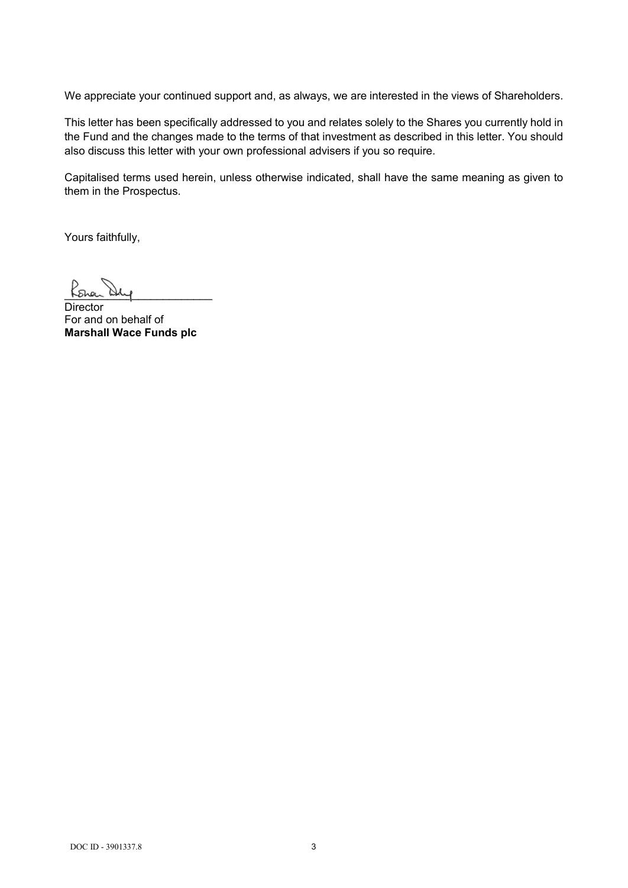We appreciate your continued support and, as always, we are interested in the views of Shareholders.

This letter has been specifically addressed to you and relates solely to the Shares you currently hold in the Fund and the changes made to the terms of that investment as described in this letter. You should also discuss this letter with your own professional advisers if you so require.

Capitalised terms used herein, unless otherwise indicated, shall have the same meaning as given to them in the Prospectus.

Yours faithfully,

_________________________

Director
For and on behalf of
**Marshall Wace Funds plc**

DOC ID - 3901337.8